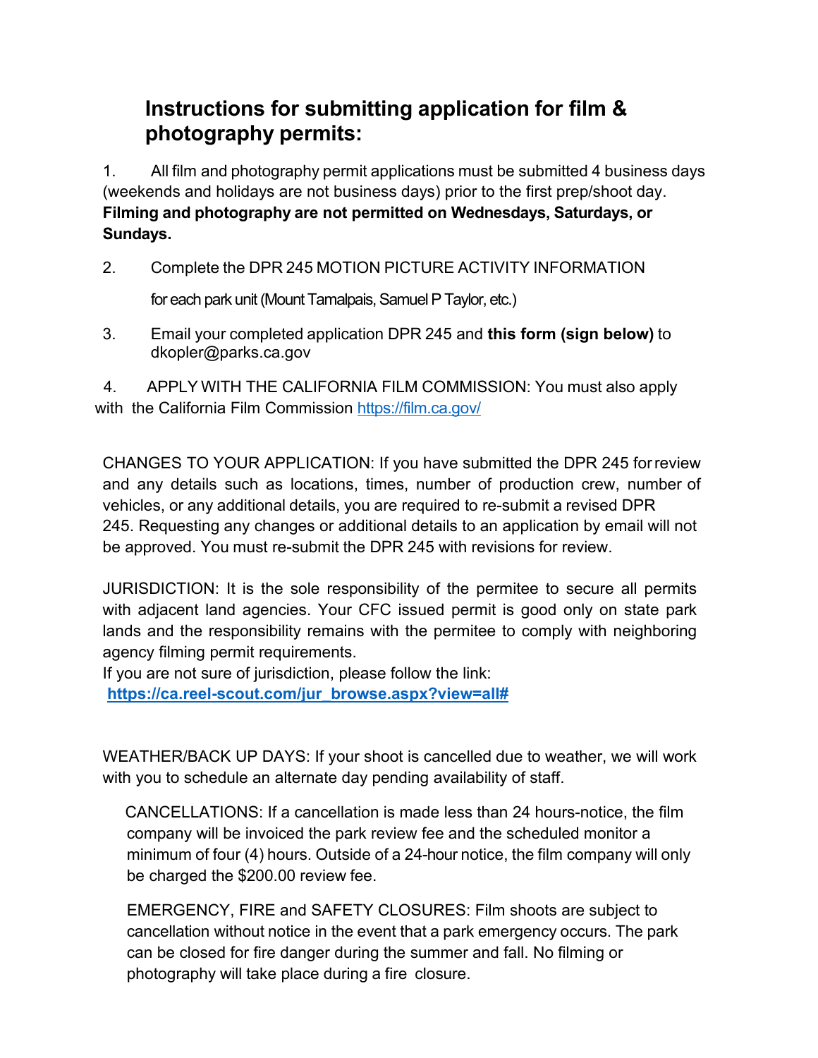# Instructions for submitting application for film & photography permits:

1. All film and photography permit applications must be submitted 4 business days (weekends and holidays are not business days) prior to the first prep/shoot day. **Filming and photography are not permitted on Wednesdays, Saturdays, or Sundays.**

2. Complete the DPR 245 MOTION PICTURE ACTIVITY INFORMATION

   for each park unit (Mount Tamalpais, Samuel P Taylor, etc.)

3. Email your completed application DPR 245 and **this form (sign below)** to dkopler@parks.ca.gov

4. APPLY WITH THE CALIFORNIA FILM COMMISSION: You must also apply with the California Film Commission https://film.ca.gov/

CHANGES TO YOUR APPLICATION: If you have submitted the DPR 245 for review and any details such as locations, times, number of production crew, number of vehicles, or any additional details, you are required to re-submit a revised DPR 245. Requesting any changes or additional details to an application by email will not be approved. You must re-submit the DPR 245 with revisions for review.

JURISDICTION: It is the sole responsibility of the permitee to secure all permits with adjacent land agencies. Your CFC issued permit is good only on state park lands and the responsibility remains with the permitee to comply with neighboring agency filming permit requirements.
If you are not sure of jurisdiction, please follow the link:
**https://ca.reel-scout.com/jur_browse.aspx?view=all#**

WEATHER/BACK UP DAYS: If your shoot is cancelled due to weather, we will work with you to schedule an alternate day pending availability of staff.

CANCELLATIONS: If a cancellation is made less than 24 hours-notice, the film company will be invoiced the park review fee and the scheduled monitor a minimum of four (4) hours. Outside of a 24-hour notice, the film company will only be charged the $200.00 review fee.

EMERGENCY, FIRE and SAFETY CLOSURES: Film shoots are subject to cancellation without notice in the event that a park emergency occurs. The park can be closed for fire danger during the summer and fall. No filming or photography will take place during a fire closure.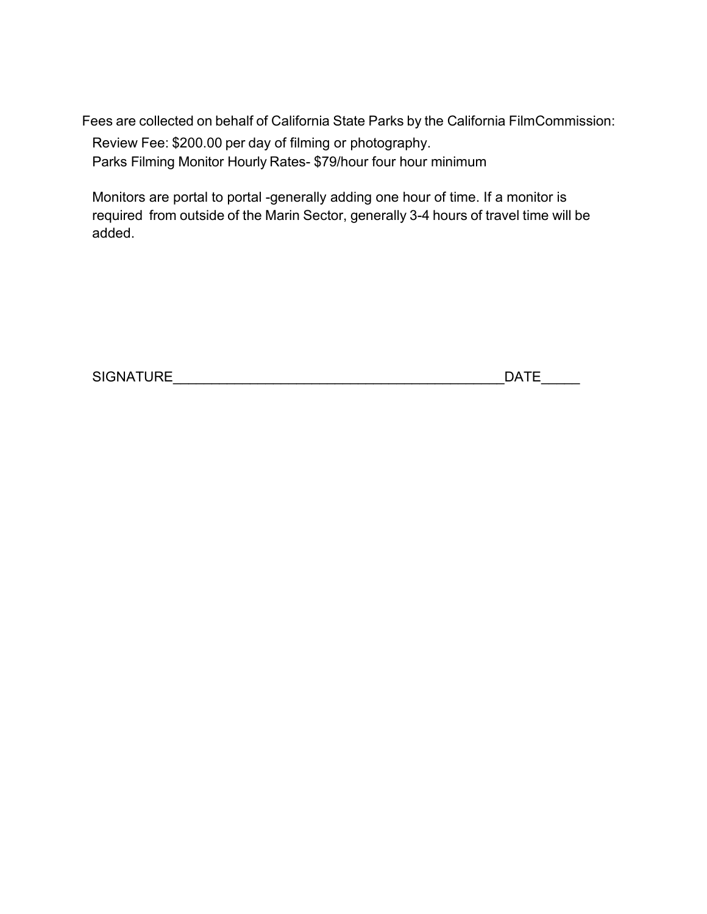Fees are collected on behalf of California State Parks by the California FilmCommission:

Review Fee: $200.00 per day of filming or photography.
Parks Filming Monitor Hourly Rates- $79/hour four hour minimum

Monitors are portal to portal -generally adding one hour of time. If a monitor is required from outside of the Marin Sector, generally 3-4 hours of travel time will be added.

SIGNATURE_____________________________________________DATE_____